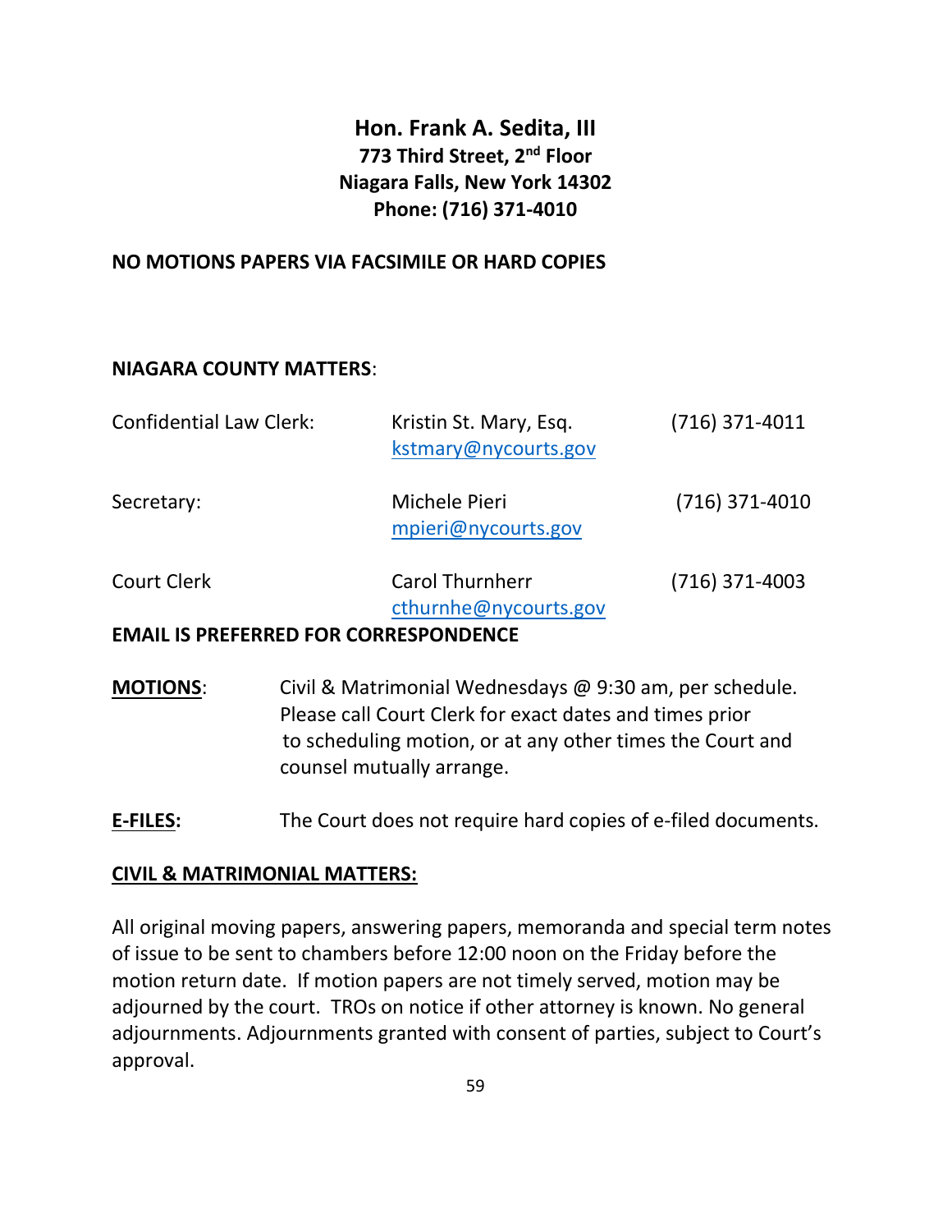# Hon. Frank A. Sedita, III

**773 Third Street, 2nd Floor**
**Niagara Falls, New York 14302**
**Phone: (716) 371-4010**

**NO MOTIONS PAPERS VIA FACSIMILE OR HARD COPIES**

**NIAGARA COUNTY MATTERS**:

| | | |
|---|---|---|
| Confidential Law Clerk: | Kristin St. Mary, Esq.<br>kstmary@nycourts.gov | (716) 371-4011 |
| Secretary: | Michele Pieri<br>mpieri@nycourts.gov | (716) 371-4010 |
| Court Clerk | Carol Thurnherr<br>cthurnhe@nycourts.gov | (716) 371-4003 |

**EMAIL IS PREFERRED FOR CORRESPONDENCE**

**MOTIONS**: Civil & Matrimonial Wednesdays @ 9:30 am, per schedule. Please call Court Clerk for exact dates and times prior to scheduling motion, or at any other times the Court and counsel mutually arrange.

**E-FILES:** The Court does not require hard copies of e-filed documents.

**CIVIL & MATRIMONIAL MATTERS:**

All original moving papers, answering papers, memoranda and special term notes of issue to be sent to chambers before 12:00 noon on the Friday before the motion return date. If motion papers are not timely served, motion may be adjourned by the court. TROs on notice if other attorney is known. No general adjournments. Adjournments granted with consent of parties, subject to Court's approval.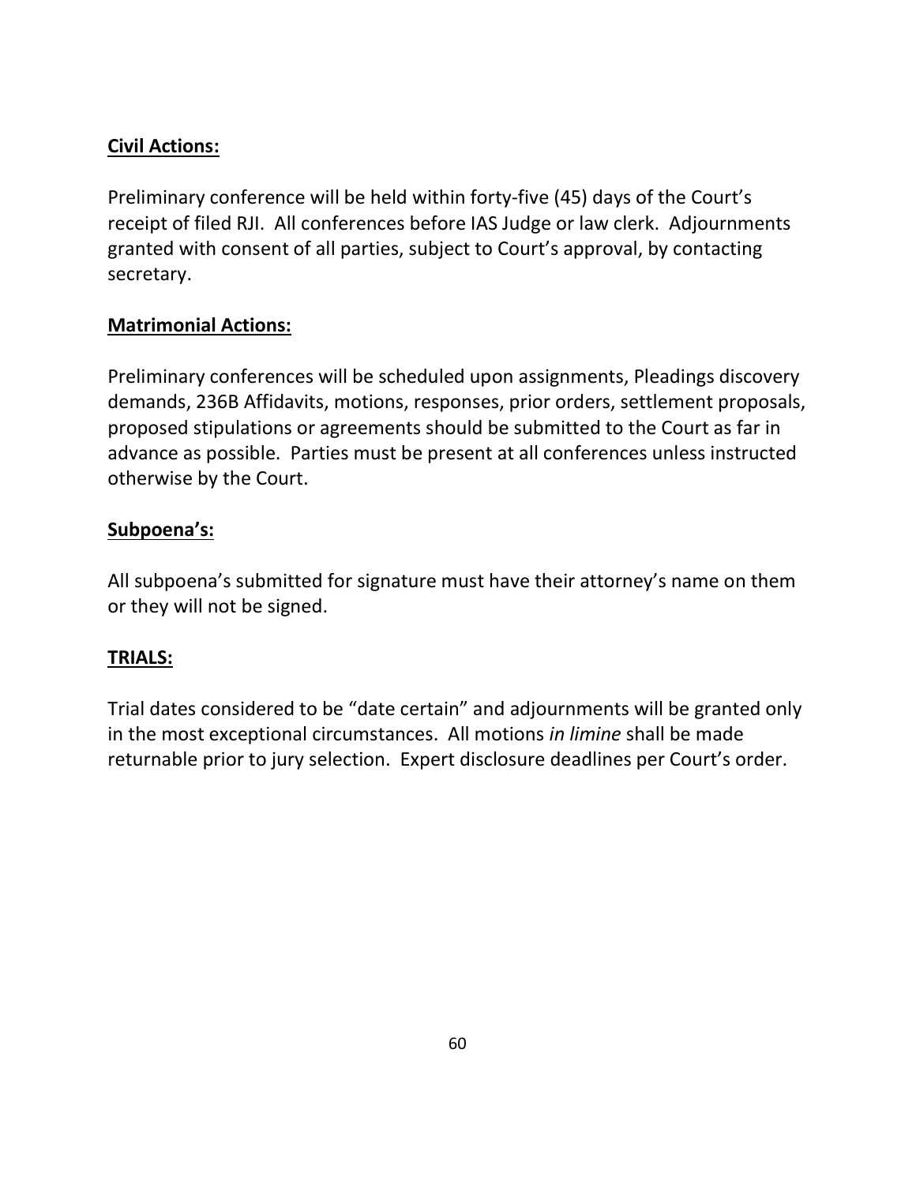**Civil Actions:**

Preliminary conference will be held within forty-five (45) days of the Court's receipt of filed RJI. All conferences before IAS Judge or law clerk. Adjournments granted with consent of all parties, subject to Court's approval, by contacting secretary.

**Matrimonial Actions:**

Preliminary conferences will be scheduled upon assignments, Pleadings discovery demands, 236B Affidavits, motions, responses, prior orders, settlement proposals, proposed stipulations or agreements should be submitted to the Court as far in advance as possible. Parties must be present at all conferences unless instructed otherwise by the Court.

**Subpoena's:**

All subpoena's submitted for signature must have their attorney's name on them or they will not be signed.

**TRIALS:**

Trial dates considered to be "date certain" and adjournments will be granted only in the most exceptional circumstances. All motions *in limine* shall be made returnable prior to jury selection. Expert disclosure deadlines per Court's order.